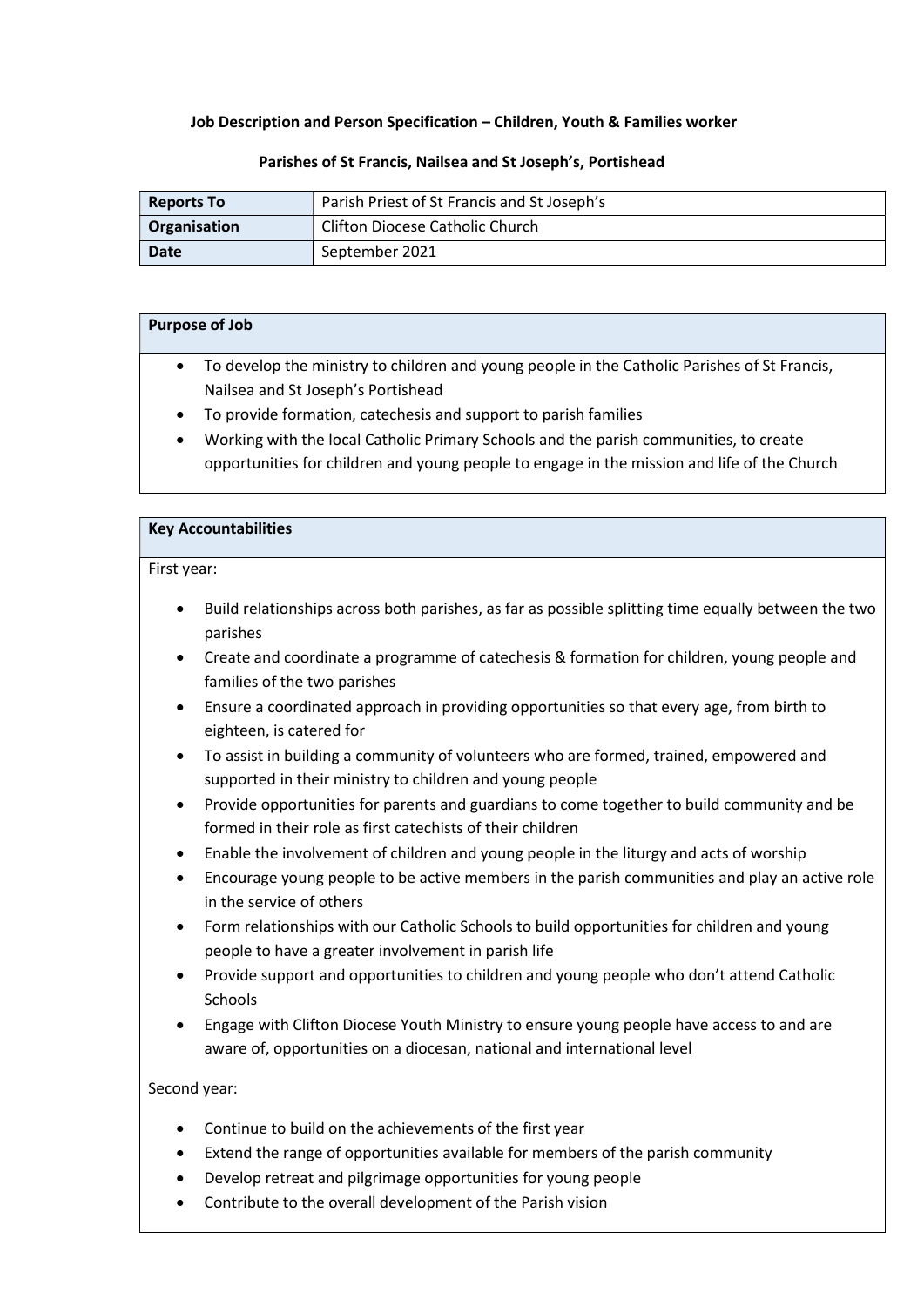**Job Description and Person Specification – Children, Youth & Families worker**

**Parishes of St Francis, Nailsea and St Joseph's, Portishead**

| **Reports To** | Parish Priest of St Francis and St Joseph's |
|---|---|
| **Organisation** | Clifton Diocese Catholic Church |
| **Date** | September 2021 |

**Purpose of Job**

- To develop the ministry to children and young people in the Catholic Parishes of St Francis, Nailsea and St Joseph's Portishead
- To provide formation, catechesis and support to parish families
- Working with the local Catholic Primary Schools and the parish communities, to create opportunities for children and young people to engage in the mission and life of the Church

**Key Accountabilities**

First year:

- Build relationships across both parishes, as far as possible splitting time equally between the two parishes
- Create and coordinate a programme of catechesis & formation for children, young people and families of the two parishes
- Ensure a coordinated approach in providing opportunities so that every age, from birth to eighteen, is catered for
- To assist in building a community of volunteers who are formed, trained, empowered and supported in their ministry to children and young people
- Provide opportunities for parents and guardians to come together to build community and be formed in their role as first catechists of their children
- Enable the involvement of children and young people in the liturgy and acts of worship
- Encourage young people to be active members in the parish communities and play an active role in the service of others
- Form relationships with our Catholic Schools to build opportunities for children and young people to have a greater involvement in parish life
- Provide support and opportunities to children and young people who don't attend Catholic Schools
- Engage with Clifton Diocese Youth Ministry to ensure young people have access to and are aware of, opportunities on a diocesan, national and international level

Second year:

- Continue to build on the achievements of the first year
- Extend the range of opportunities available for members of the parish community
- Develop retreat and pilgrimage opportunities for young people
- Contribute to the overall development of the Parish vision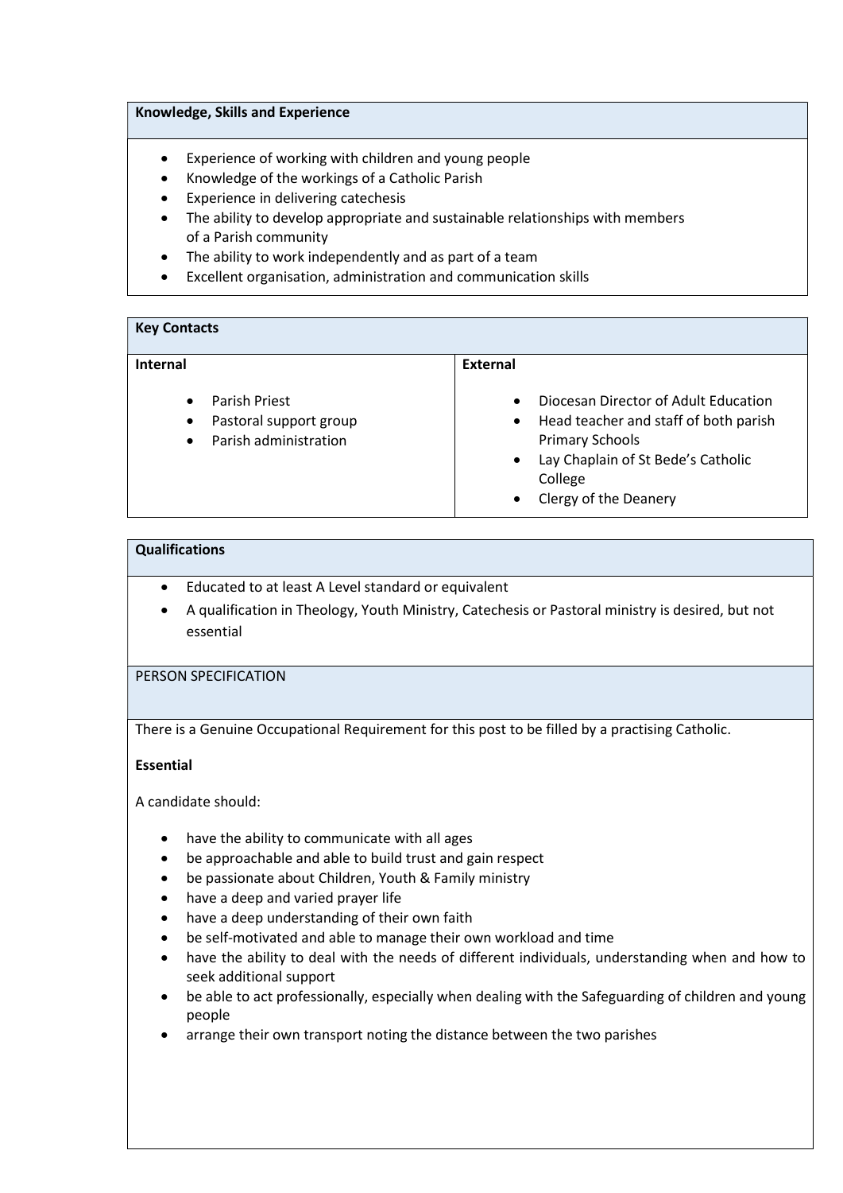### Knowledge, Skills and Experience

- Experience of working with children and young people
- Knowledge of the workings of a Catholic Parish
- Experience in delivering catechesis
- The ability to develop appropriate and sustainable relationships with members of a Parish community
- The ability to work independently and as part of a team
- Excellent organisation, administration and communication skills

### Key Contacts

| Internal | External |
| --- | --- |
| • Parish Priest<br>• Pastoral support group<br>• Parish administration | • Diocesan Director of Adult Education<br>• Head teacher and staff of both parish Primary Schools<br>• Lay Chaplain of St Bede's Catholic College<br>• Clergy of the Deanery |

### Qualifications

- Educated to at least A Level standard or equivalent
- A qualification in Theology, Youth Ministry, Catechesis or Pastoral ministry is desired, but not essential

## PERSON SPECIFICATION

There is a Genuine Occupational Requirement for this post to be filled by a practising Catholic.

**Essential**

A candidate should:

- have the ability to communicate with all ages
- be approachable and able to build trust and gain respect
- be passionate about Children, Youth & Family ministry
- have a deep and varied prayer life
- have a deep understanding of their own faith
- be self-motivated and able to manage their own workload and time
- have the ability to deal with the needs of different individuals, understanding when and how to seek additional support
- be able to act professionally, especially when dealing with the Safeguarding of children and young people
- arrange their own transport noting the distance between the two parishes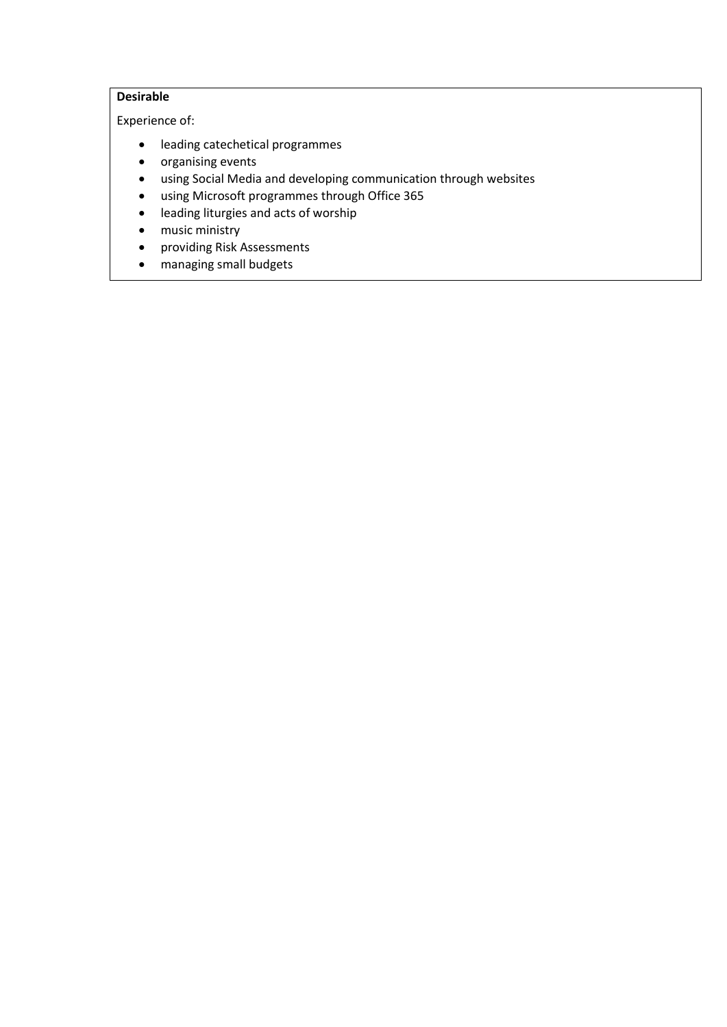**Desirable**

Experience of:

- leading catechetical programmes
- organising events
- using Social Media and developing communication through websites
- using Microsoft programmes through Office 365
- leading liturgies and acts of worship
- music ministry
- providing Risk Assessments
- managing small budgets